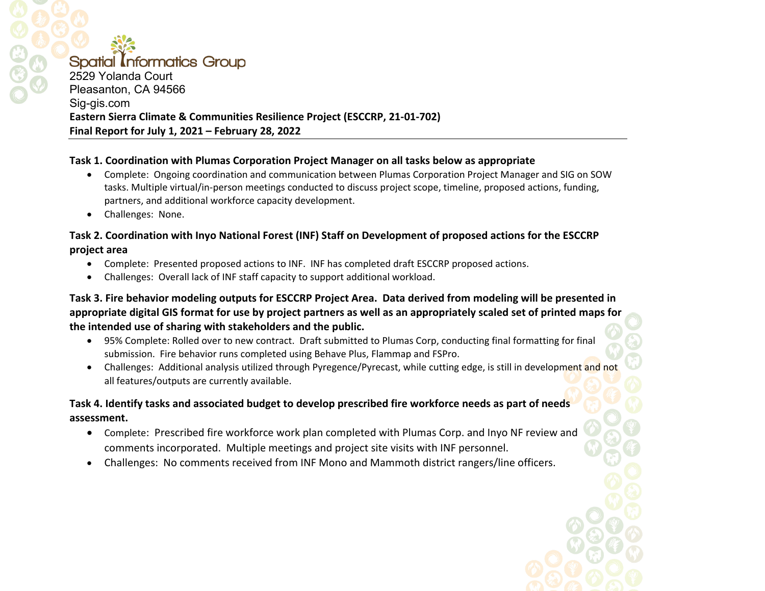Spatial Informatics Group
2529 Yolanda Court
Pleasanton, CA 94566
Sig-gis.com

**Eastern Sierra Climate & Communities Resilience Project (ESCCRP, 21-01-702)**
**Final Report for July 1, 2021 – February 28, 2022**

**Task 1. Coordination with Plumas Corporation Project Manager on all tasks below as appropriate**

- Complete: Ongoing coordination and communication between Plumas Corporation Project Manager and SIG on SOW tasks. Multiple virtual/in-person meetings conducted to discuss project scope, timeline, proposed actions, funding, partners, and additional workforce capacity development.
- Challenges: None.

**Task 2. Coordination with Inyo National Forest (INF) Staff on Development of proposed actions for the ESCCRP project area**

- Complete: Presented proposed actions to INF. INF has completed draft ESCCRP proposed actions.
- Challenges: Overall lack of INF staff capacity to support additional workload.

**Task 3. Fire behavior modeling outputs for ESCCRP Project Area. Data derived from modeling will be presented in appropriate digital GIS format for use by project partners as well as an appropriately scaled set of printed maps for the intended use of sharing with stakeholders and the public.**

- 95% Complete: Rolled over to new contract. Draft submitted to Plumas Corp, conducting final formatting for final submission. Fire behavior runs completed using Behave Plus, Flammap and FSPro.
- Challenges: Additional analysis utilized through Pyregence/Pyrecast, while cutting edge, is still in development and not all features/outputs are currently available.

**Task 4. Identify tasks and associated budget to develop prescribed fire workforce needs as part of needs assessment.**

- Complete: Prescribed fire workforce work plan completed with Plumas Corp. and Inyo NF review and comments incorporated. Multiple meetings and project site visits with INF personnel.
- Challenges: No comments received from INF Mono and Mammoth district rangers/line officers.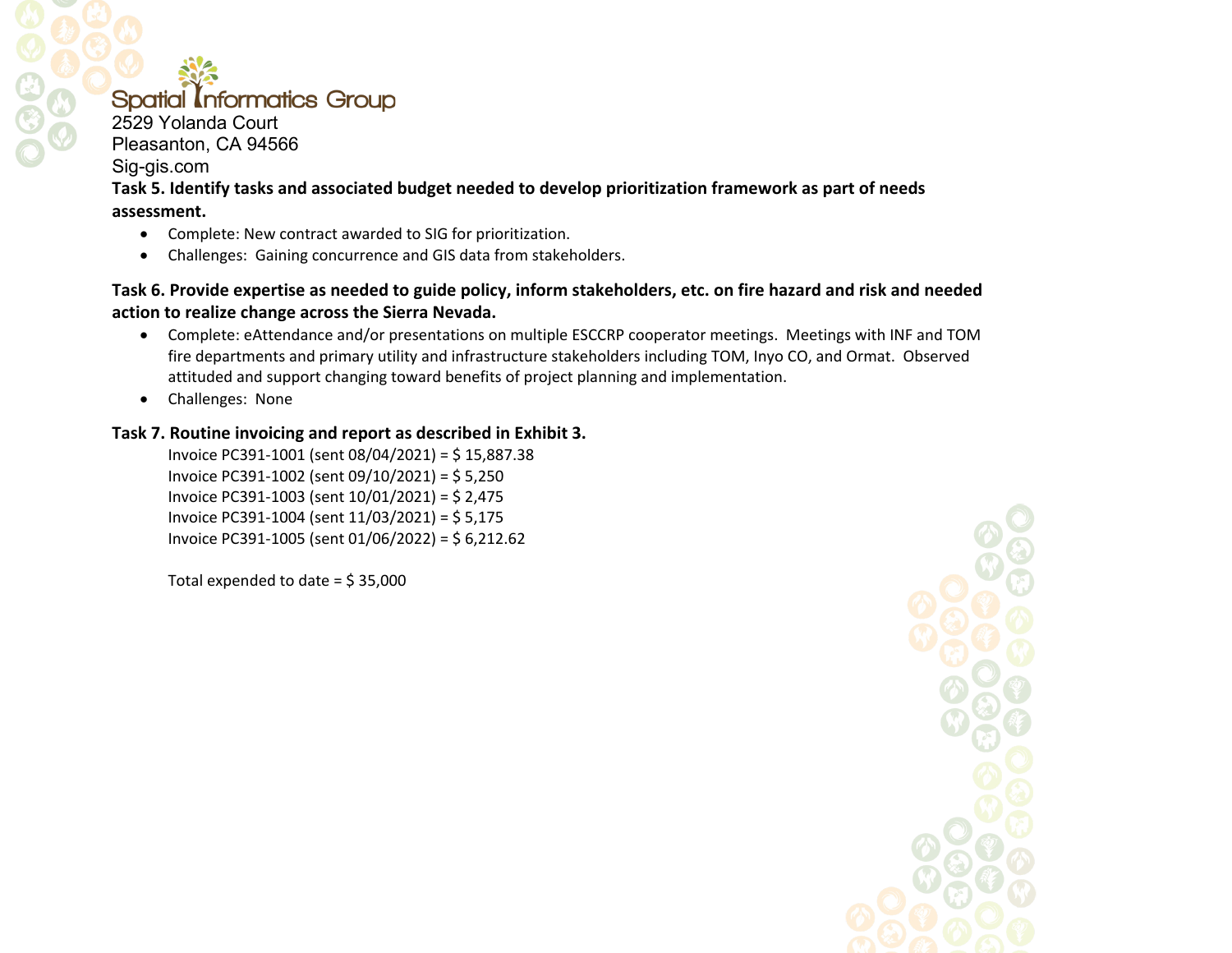Spatial Informatics Group
2529 Yolanda Court
Pleasanton, CA 94566
Sig-gis.com

**Task 5. Identify tasks and associated budget needed to develop prioritization framework as part of needs assessment.**

- Complete: New contract awarded to SIG for prioritization.
- Challenges: Gaining concurrence and GIS data from stakeholders.

**Task 6. Provide expertise as needed to guide policy, inform stakeholders, etc. on fire hazard and risk and needed action to realize change across the Sierra Nevada.**

- Complete: eAttendance and/or presentations on multiple ESCCRP cooperator meetings. Meetings with INF and TOM fire departments and primary utility and infrastructure stakeholders including TOM, Inyo CO, and Ormat. Observed attituded and support changing toward benefits of project planning and implementation.
- Challenges: None

**Task 7. Routine invoicing and report as described in Exhibit 3.**

Invoice PC391-1001 (sent 08/04/2021) = $ 15,887.38
Invoice PC391-1002 (sent 09/10/2021) = $ 5,250
Invoice PC391-1003 (sent 10/01/2021) = $ 2,475
Invoice PC391-1004 (sent 11/03/2021) = $ 5,175
Invoice PC391-1005 (sent 01/06/2022) = $ 6,212.62

Total expended to date = $ 35,000